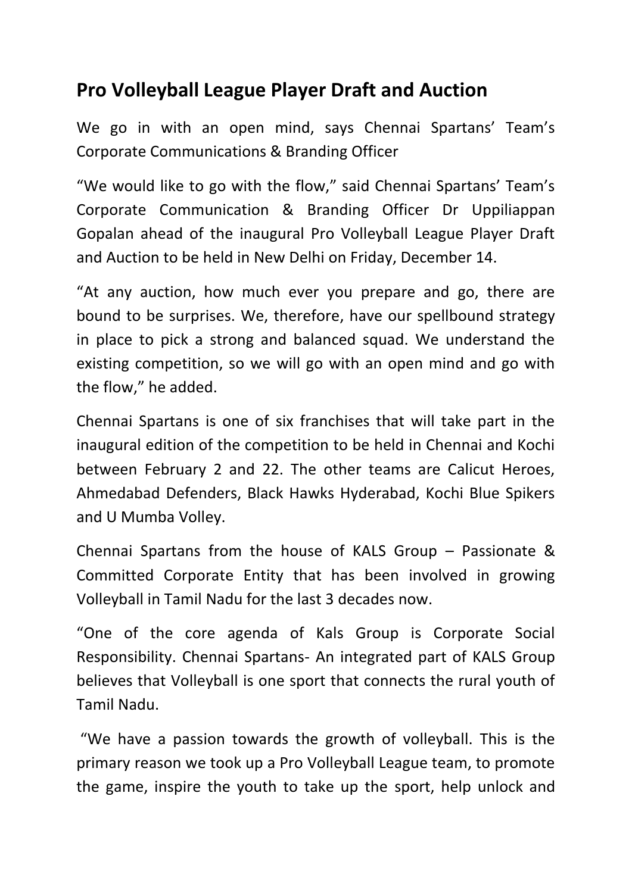## Pro Volleyball League Player Draft and Auction

We go in with an open mind, says Chennai Spartans' Team's Corporate Communications & Branding Officer

"We would like to go with the flow," said Chennai Spartans' Team's Corporate Communication & Branding Officer Dr Uppiliappan Gopalan ahead of the inaugural Pro Volleyball League Player Draft and Auction to be held in New Delhi on Friday, December 14.

"At any auction, how much ever you prepare and go, there are bound to be surprises. We, therefore, have our spellbound strategy in place to pick a strong and balanced squad. We understand the existing competition, so we will go with an open mind and go with the flow," he added.

Chennai Spartans is one of six franchises that will take part in the inaugural edition of the competition to be held in Chennai and Kochi between February 2 and 22. The other teams are Calicut Heroes, Ahmedabad Defenders, Black Hawks Hyderabad, Kochi Blue Spikers and U Mumba Volley.

Chennai Spartans from the house of KALS Group – Passionate & Committed Corporate Entity that has been involved in growing Volleyball in Tamil Nadu for the last 3 decades now.

"One of the core agenda of Kals Group is Corporate Social Responsibility. Chennai Spartans- An integrated part of KALS Group believes that Volleyball is one sport that connects the rural youth of Tamil Nadu.

"We have a passion towards the growth of volleyball. This is the primary reason we took up a Pro Volleyball League team, to promote the game, inspire the youth to take up the sport, help unlock and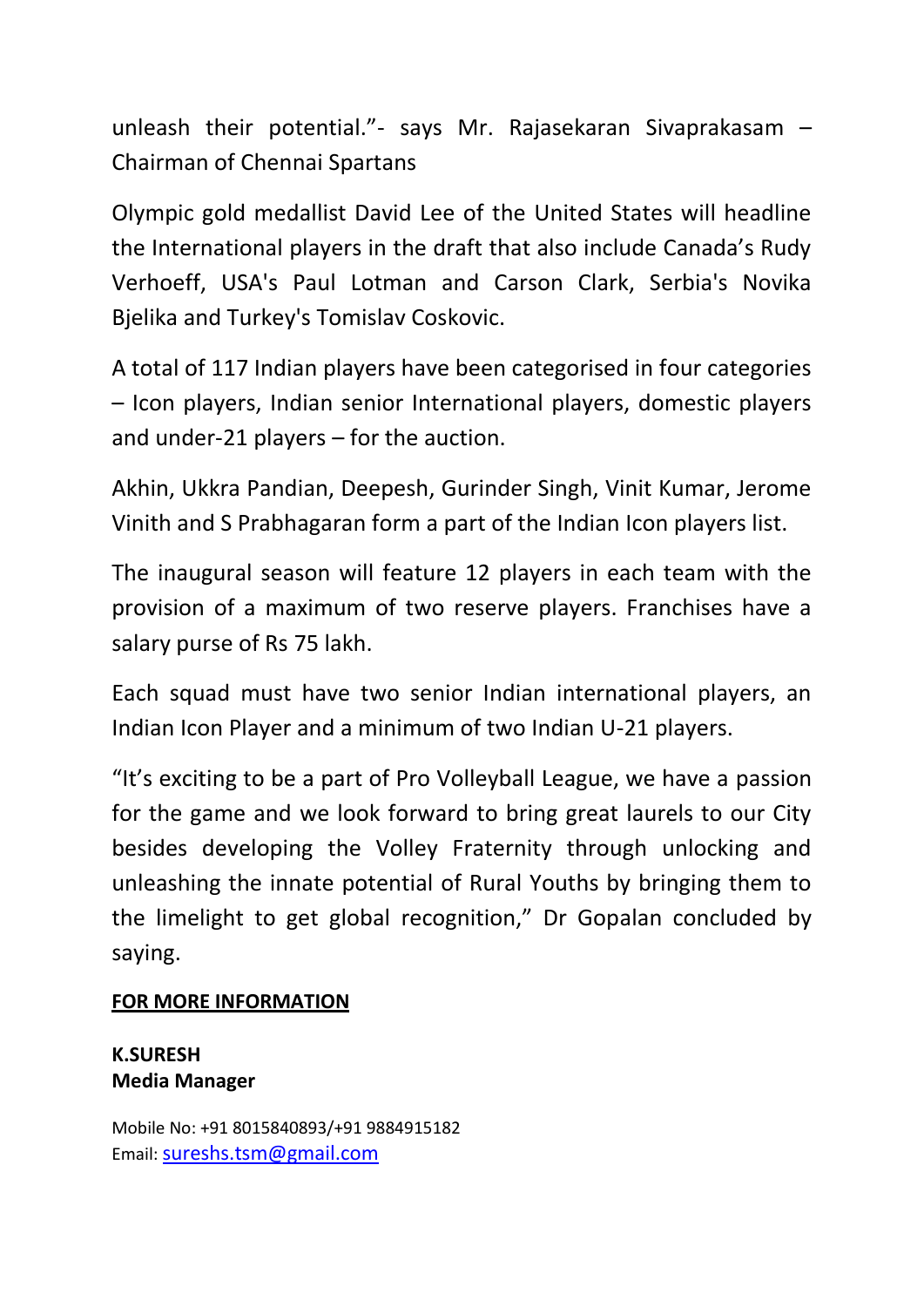unleash their potential."- says Mr. Rajasekaran Sivaprakasam – Chairman of Chennai Spartans

Olympic gold medallist David Lee of the United States will headline the International players in the draft that also include Canada's Rudy Verhoeff, USA's Paul Lotman and Carson Clark, Serbia's Novika Bjelika and Turkey's Tomislav Coskovic.

A total of 117 Indian players have been categorised in four categories – Icon players, Indian senior International players, domestic players and under-21 players – for the auction.

Akhin, Ukkra Pandian, Deepesh, Gurinder Singh, Vinit Kumar, Jerome Vinith and S Prabhagaran form a part of the Indian Icon players list.

The inaugural season will feature 12 players in each team with the provision of a maximum of two reserve players. Franchises have a salary purse of Rs 75 lakh.

Each squad must have two senior Indian international players, an Indian Icon Player and a minimum of two Indian U-21 players.

"It's exciting to be a part of Pro Volleyball League, we have a passion for the game and we look forward to bring great laurels to our City besides developing the Volley Fraternity through unlocking and unleashing the innate potential of Rural Youths by bringing them to the limelight to get global recognition," Dr Gopalan concluded by saying.

**FOR MORE INFORMATION**

**K.SURESH**
**Media Manager**

Mobile No: +91 8015840893/+91 9884915182
Email: sureshs.tsm@gmail.com